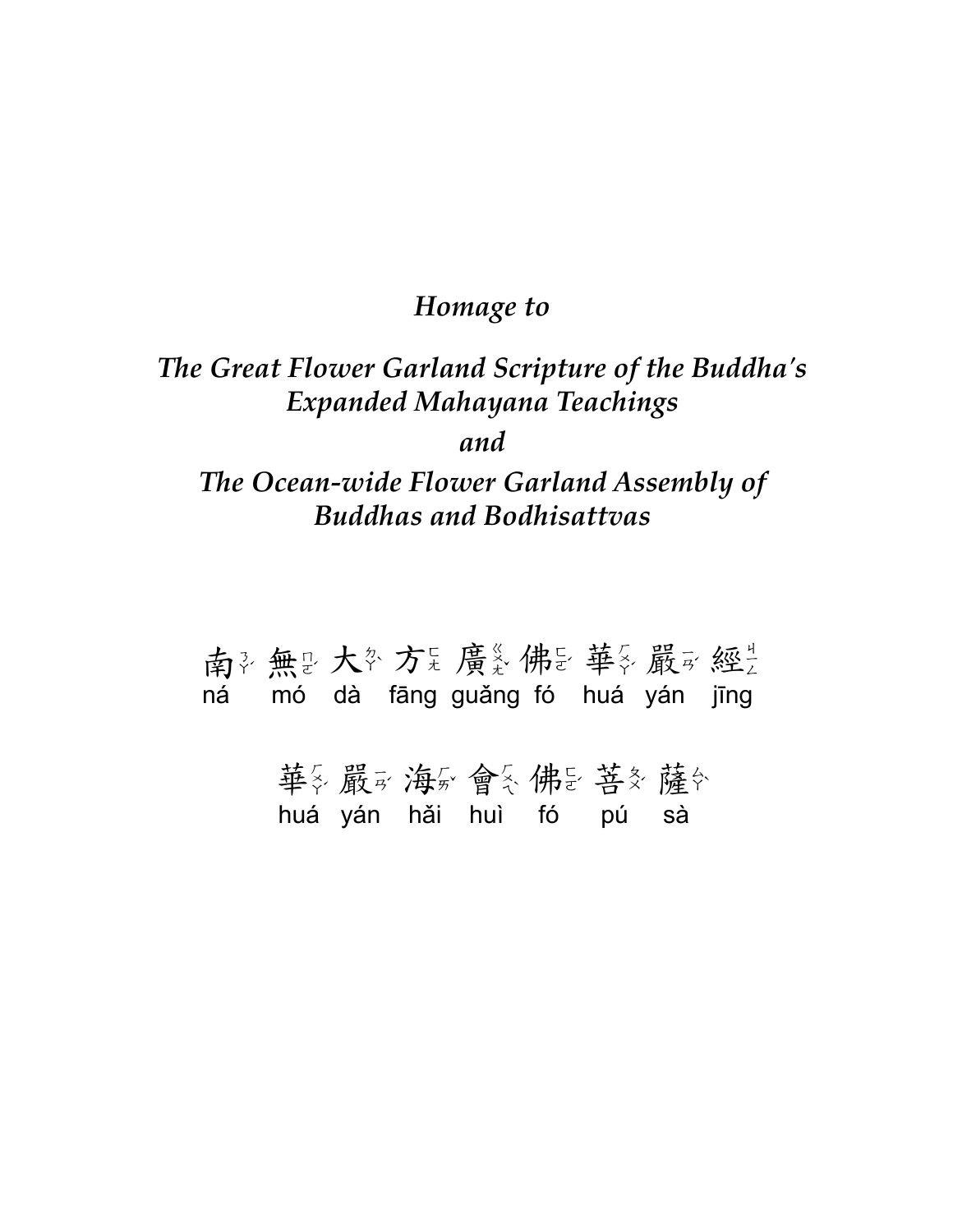*Homage to*

*The Great Flower Garland Scripture of the Buddha's Expanded Mahayana Teachings*

*and*

*The Ocean-wide Flower Garland Assembly of Buddhas and Bodhisattvas*

南ㄋㄚˊ 無ㄇㄛˊ 大ㄉㄚˋ 方ㄈㄤ 廣ㄍㄨㄤˇ 佛ㄈㄛˊ 華ㄏㄨㄚˊ 嚴ㄧㄢˊ 經ㄐㄧㄥ
ná mó dà fāng guǎng fó huá yán jīng

華ㄏㄨㄚˊ 嚴ㄧㄢˊ 海ㄏㄞˇ 會ㄏㄨㄟˋ 佛ㄈㄛˊ 菩ㄆㄨˊ 薩ㄙㄚˋ
huá yán hǎi huì fó pú sà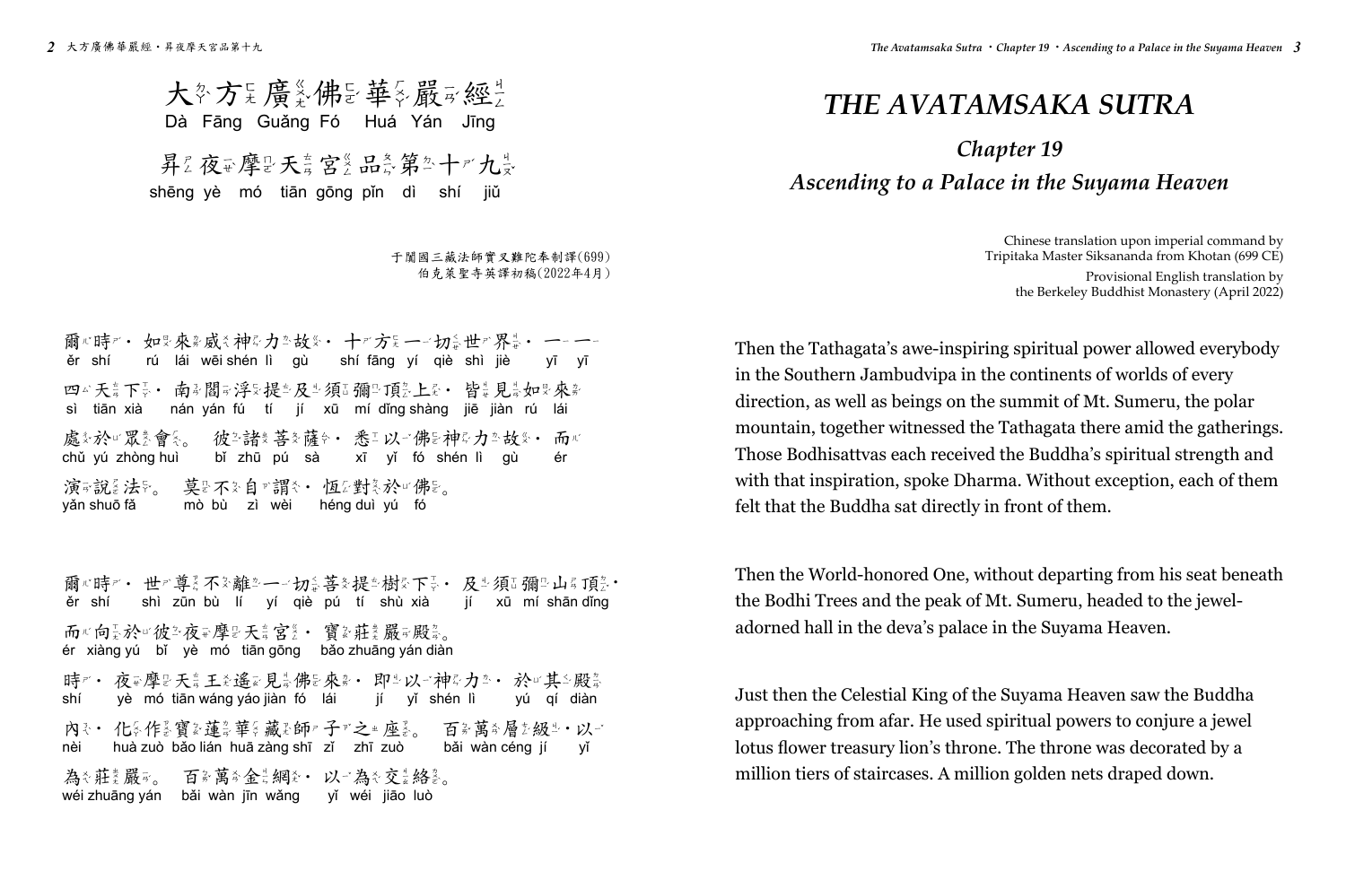# 大方廣佛華嚴經

Dà Fāng Guǎng Fó Huá Yán Jīng

## 昇夜摩天宮品第十九

shēng yè mó tiān gōng pǐn dì shí jiǔ

于闐國三藏法師實叉難陀奉制譯(699)
伯克萊聖寺英譯初稿(2022年4月)

爾時，如來威神力故，十方一切世界，一一
ěr shí rú lái wēi shén lì gù shí fāng yí qiè shì jiè yī yī
四天下，南閻浮提及須彌頂上，皆見如來
sì tiān xià nán yán fú tí jí xū mí dǐng shàng jiē jiàn rú lái
處於眾會。彼諸菩薩，悉以佛神力故，而
chǔ yú zhòng huì bǐ zhū pú sà xī yǐ fó shén lì gù ér
演說法。莫不自謂，恆對於佛。
yǎn shuō fǎ mò bù zì wèi héng duì yú fó

爾時，世尊不離一切菩提樹下，及須彌山頂，
ěr shí shì zūn bù lí yí qiè pú tí shù xià jí xū mí shān dǐng
而向於彼夜摩天宮，寶莊嚴殿。
ér xiàng yú bǐ yè mó tiān gōng bǎo zhuāng yán diàn
時，夜摩天王遙見佛來，即以神力，於其殿
shí yè mó tiān wáng yáo jiàn fó lái jí yǐ shén lì yú qí diàn
內，化作寶蓮華藏師子之座。百萬層級，以
nèi huà zuò bǎo lián huā zàng shī zǐ zhī zuò bǎi wàn céng jí yǐ
為莊嚴。百萬金網，以為交絡。
wéi zhuāng yán bǎi wàn jīn wǎng yǐ wéi jiāo luò

# *THE AVATAMSAKA SUTRA*

## *Chapter 19*
## *Ascending to a Palace in the Suyama Heaven*

Chinese translation upon imperial command by
Tripitaka Master Siksananda from Khotan (699 CE)

Provisional English translation by
the Berkeley Buddhist Monastery (April 2022)

Then the Tathagata's awe-inspiring spiritual power allowed everybody in the Southern Jambudvipa in the continents of worlds of every direction, as well as beings on the summit of Mt. Sumeru, the polar mountain, together witnessed the Tathagata there amid the gatherings. Those Bodhisattvas each received the Buddha's spiritual strength and with that inspiration, spoke Dharma. Without exception, each of them felt that the Buddha sat directly in front of them.

Then the World-honored One, without departing from his seat beneath the Bodhi Trees and the peak of Mt. Sumeru, headed to the jewel-adorned hall in the deva's palace in the Suyama Heaven.

Just then the Celestial King of the Suyama Heaven saw the Buddha approaching from afar. He used spiritual powers to conjure a jewel lotus flower treasury lion's throne. The throne was decorated by a million tiers of staircases. A million golden nets draped down.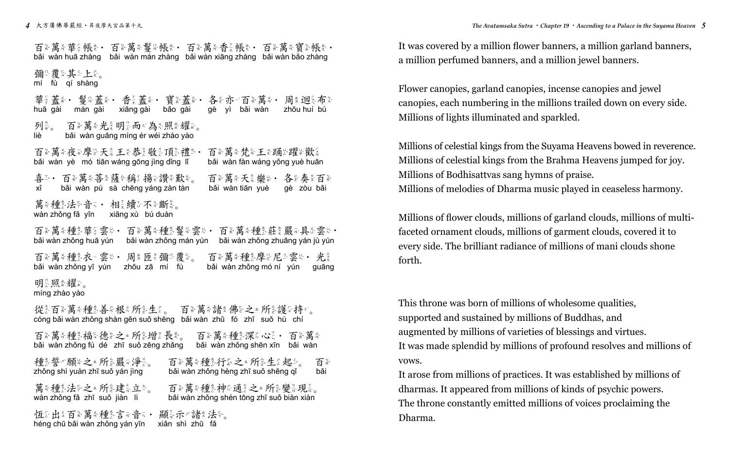百萬華帳・百萬鬘帳・百萬香帳・百萬寶帳・
bǎi wàn huā zhàng　bǎi wàn mán zhàng　bǎi wàn xiāng zhàng　bǎi wàn bǎo zhàng

彌覆其上。
mí fù qí shàng

華蓋・鬘蓋・香蓋・寶蓋・各亦百萬・周迴布
huā gài　mán gài　xiāng gài　bǎo gài　gè yì bǎi wàn　zhōu huí bù

列。百萬光明而為照耀。
liè　bǎi wàn guāng míng ér wéi zhào yào

百萬夜摩天王恭敬頂禮・百萬梵王踊躍歡
bǎi wàn yè mó tiān wáng gōng jìng dǐng lǐ　bǎi wàn fàn wáng yǒng yuè huān

喜・百萬菩薩稱揚讚歎。百萬天樂・各奏百
xǐ　bǎi wàn pú sà chēng yáng zàn tàn　bǎi wàn tiān yuè　gè zòu bǎi

萬種法音・相續不斷。
wàn zhǒng fǎ yīn　xiāng xù bú duàn

百萬種華雲・百萬種鬘雲・百萬種莊嚴具雲・
bǎi wàn zhǒng huā yún　bǎi wàn zhǒng mán yún　bǎi wàn zhǒng zhuāng yán jù yún

百萬種衣雲・周匝彌覆。百萬種摩尼雲・光
bǎi wàn zhǒng yī yún　zhōu zā mí fù　bǎi wàn zhǒng mó ní yún　guāng

明照耀。
míng zhào yào

從百萬種善根所生。百萬諸佛之所護持。
cóng bǎi wàn zhǒng shàn gēn suǒ shēng　bǎi wàn zhū fó zhī suǒ hù chí

百萬種福德之所增長。百萬種深心・百萬
bǎi wàn zhǒng fú dé zhī suǒ zēng zhǎng　bǎi wàn zhǒng shēn xīn　bǎi wàn

種誓願之所嚴淨。百萬種行之所生起。百
zhǒng shì yuàn zhī suǒ yán jìng　bǎi wàn zhǒng hèng zhī suǒ shēng qǐ　bǎi

萬種法之所建立。百萬種神通之所變現。
wàn zhǒng fǎ zhī suǒ jiàn lì　bǎi wàn zhǒng shén tōng zhī suǒ biàn xiàn

恒出百萬種言音・顯示諸法。
héng chū bǎi wàn zhǒng yán yīn　xiǎn shì zhū fǎ

It was covered by a million flower banners, a million garland banners, a million perfumed banners, and a million jewel banners.

Flower canopies, garland canopies, incense canopies and jewel canopies, each numbering in the millions trailed down on every side. Millions of lights illuminated and sparkled.

Millions of celestial kings from the Suyama Heavens bowed in reverence.
Millions of celestial kings from the Brahma Heavens jumped for joy.
Millions of Bodhisattvas sang hymns of praise.
Millions of melodies of Dharma music played in ceaseless harmony.

Millions of flower clouds, millions of garland clouds, millions of multi-faceted ornament clouds, millions of garment clouds, covered it to every side. The brilliant radiance of millions of mani clouds shone forth.

This throne was born of millions of wholesome qualities,
supported and sustained by millions of Buddhas, and
augmented by millions of varieties of blessings and virtues.
It was made splendid by millions of profound resolves and millions of vows.
It arose from millions of practices. It was established by millions of dharmas. It appeared from millions of kinds of psychic powers.
The throne constantly emitted millions of voices proclaiming the Dharma.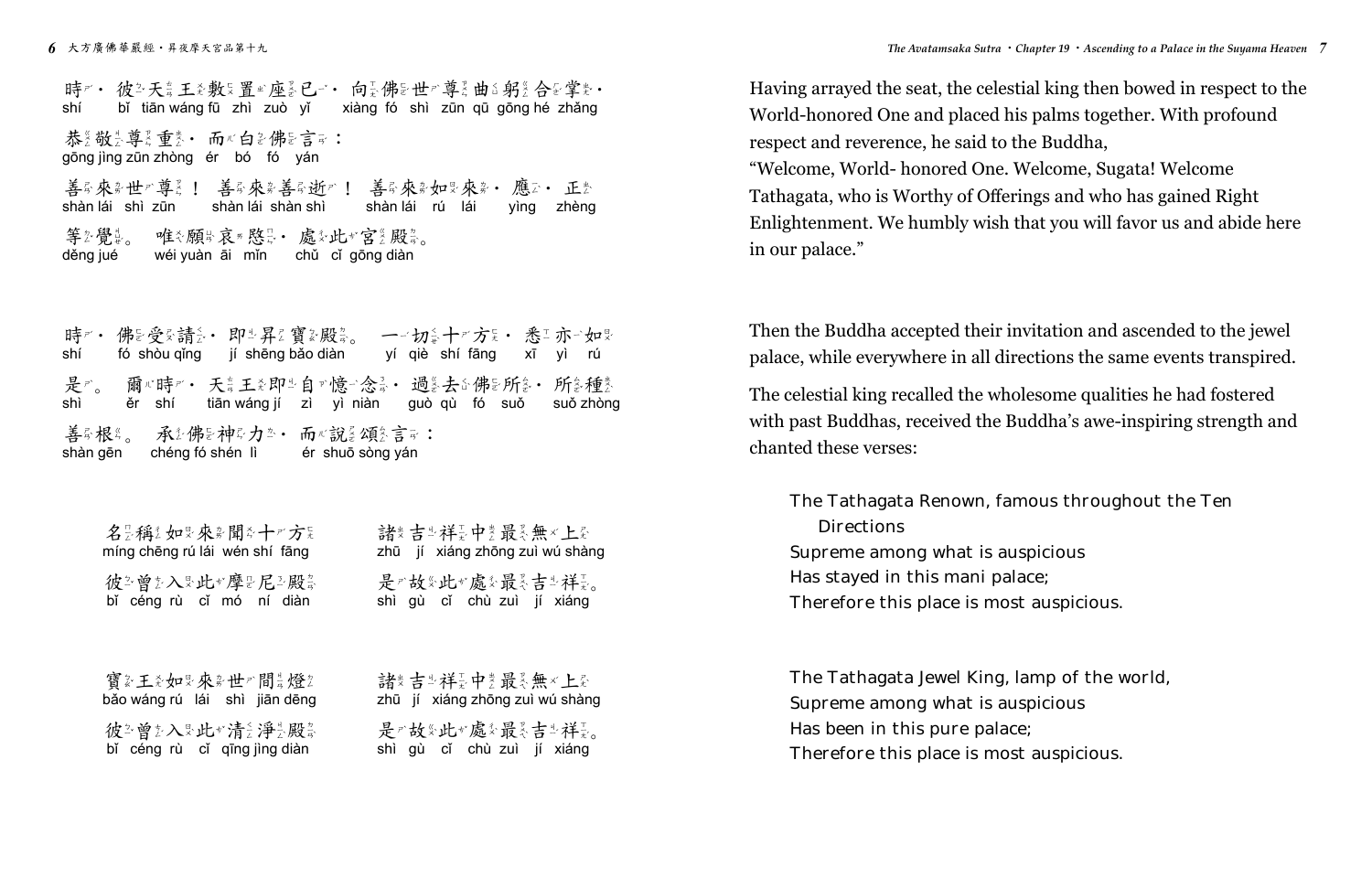時・ 彼天王敷置座已・ 向佛世尊曲躬合掌・
shí bǐ tiān wáng fū zhì zuò yǐ xiàng fó shì zūn qū gōng hé zhǎng

恭敬尊重・ 而白佛言：
gōng jìng zūn zhòng ér bó fó yán

善來世尊！ 善來善逝！ 善來如來・ 應・ 正
shàn lái shì zūn shàn lái shàn shì shàn lái rú lái yìng zhèng

等覺。 唯願哀愍・ 處此宮殿。
děng jué wéi yuàn āi mǐn chǔ cǐ gōng diàn

時・ 佛受請・ 即昇寶殿。 一切十方・ 悉亦如
shí fó shòu qǐng jí shēng bǎo diàn yí qiè shí fāng xī yì rú

是。 爾時・ 天王即自憶念・ 過去佛所・ 所種
shì ěr shí tiān wáng jí zì yì niàn guò qù fó suǒ suǒ zhòng

善根。 承佛神力・ 而說頌言：
shàn gēn chéng fó shén lì ér shuō sòng yán

名稱如來聞十方 諸吉祥中最無上
míng chēng rú lái wén shí fāng zhū jí xiáng zhōng zuì wú shàng

彼曾入此摩尼殿 是故此處最吉祥。
bǐ céng rù cǐ mó ní diàn shì gù cǐ chù zuì jí xiáng

寶王如來世間燈 諸吉祥中最無上
bǎo wáng rú lái shì jiān dēng zhū jí xiáng zhōng zuì wú shàng

彼曾入此清淨殿 是故此處最吉祥。
bǐ céng rù cǐ qīng jìng diàn shì gù cǐ chù zuì jí xiáng

Having arrayed the seat, the celestial king then bowed in respect to the World-honored One and placed his palms together. With profound respect and reverence, he said to the Buddha,

"Welcome, World- honored One. Welcome, Sugata! Welcome Tathagata, who is Worthy of Offerings and who has gained Right Enlightenment. We humbly wish that you will favor us and abide here in our palace."

Then the Buddha accepted their invitation and ascended to the jewel palace, while everywhere in all directions the same events transpired.

The celestial king recalled the wholesome qualities he had fostered with past Buddhas, received the Buddha's awe-inspiring strength and chanted these verses:

The Tathagata Renown, famous throughout the Ten Directions
Supreme among what is auspicious
Has stayed in this mani palace;
Therefore this place is most auspicious.

The Tathagata Jewel King, lamp of the world,
Supreme among what is auspicious
Has been in this pure palace;
Therefore this place is most auspicious.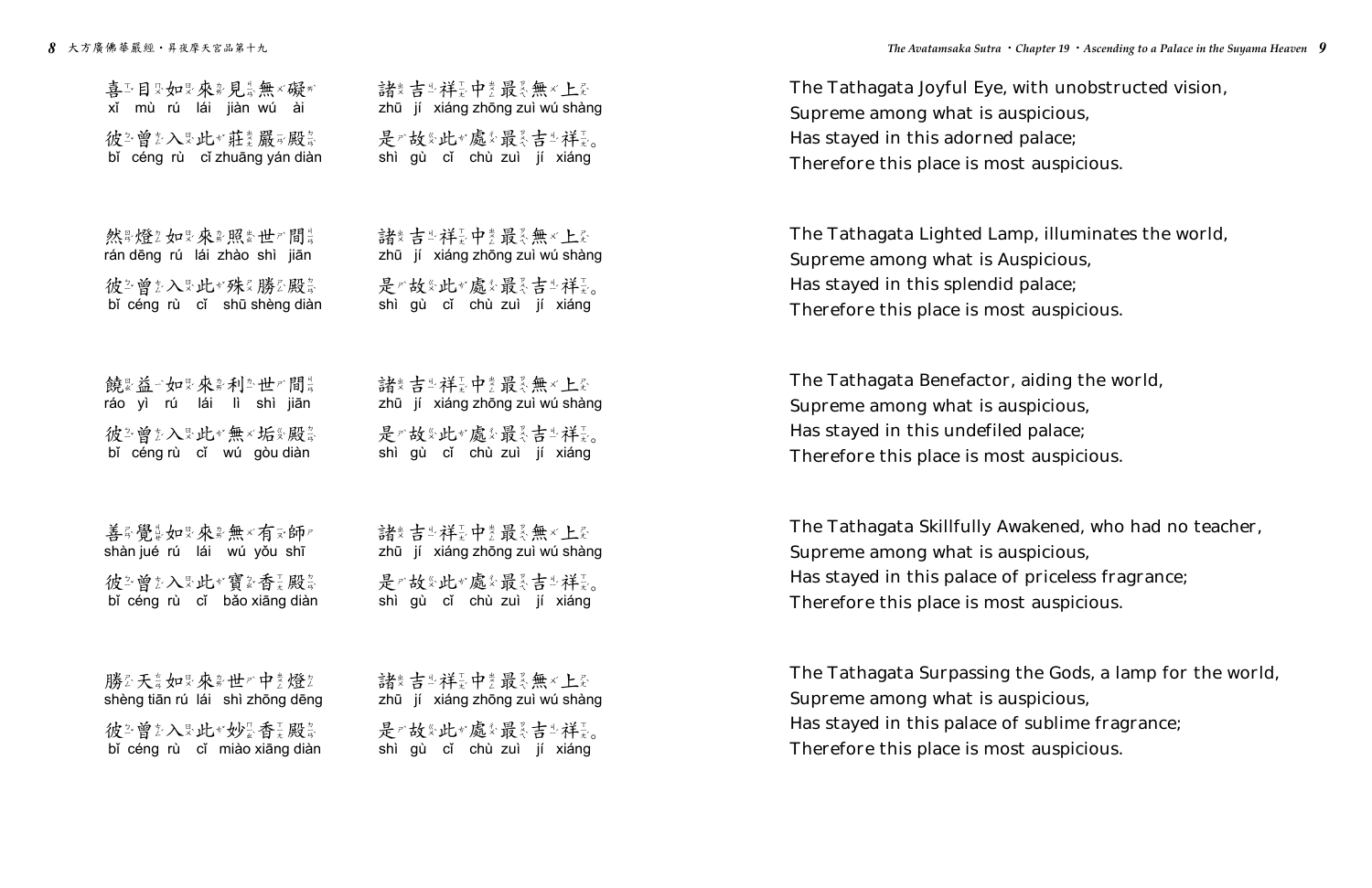喜目如來見無礙
xǐ mù rú lái jiàn wú ài

諸吉祥中最無上
zhū jí xiáng zhōng zuì wú shàng

彼曾入此莊嚴殿
bǐ céng rù cǐ zhuāng yán diàn

是故此處最吉祥。
shì gù cǐ chù zuì jí xiáng

然燈如來照世間
rán dēng rú lái zhào shì jiān

諸吉祥中最無上
zhū jí xiáng zhōng zuì wú shàng

彼曾入此殊勝殿
bǐ céng rù cǐ shū shèng diàn

是故此處最吉祥。
shì gù cǐ chù zuì jí xiáng

饒益如來利世間
ráo yì rú lái lì shì jiān

諸吉祥中最無上
zhū jí xiáng zhōng zuì wú shàng

彼曾入此無垢殿
bǐ céng rù cǐ wú gòu diàn

是故此處最吉祥。
shì gù cǐ chù zuì jí xiáng

善覺如來無有師
shàn jué rú lái wú yǒu shī

諸吉祥中最無上
zhū jí xiáng zhōng zuì wú shàng

彼曾入此寶香殿
bǐ céng rù cǐ bǎo xiāng diàn

是故此處最吉祥。
shì gù cǐ chù zuì jí xiáng

勝天如來世中燈
shèng tiān rú lái shì zhōng dēng

諸吉祥中最無上
zhū jí xiáng zhōng zuì wú shàng

彼曾入此妙香殿
bǐ céng rù cǐ miào xiāng diàn

是故此處最吉祥。
shì gù cǐ chù zuì jí xiáng

The Tathagata Joyful Eye, with unobstructed vision,
Supreme among what is auspicious,
Has stayed in this adorned palace;
Therefore this place is most auspicious.

The Tathagata Lighted Lamp, illuminates the world,
Supreme among what is Auspicious,
Has stayed in this splendid palace;
Therefore this place is most auspicious.

The Tathagata Benefactor, aiding the world,
Supreme among what is auspicious,
Has stayed in this undefiled palace;
Therefore this place is most auspicious.

The Tathagata Skillfully Awakened, who had no teacher,
Supreme among what is auspicious,
Has stayed in this palace of priceless fragrance;
Therefore this place is most auspicious.

The Tathagata Surpassing the Gods, a lamp for the world,
Supreme among what is auspicious,
Has stayed in this palace of sublime fragrance;
Therefore this place is most auspicious.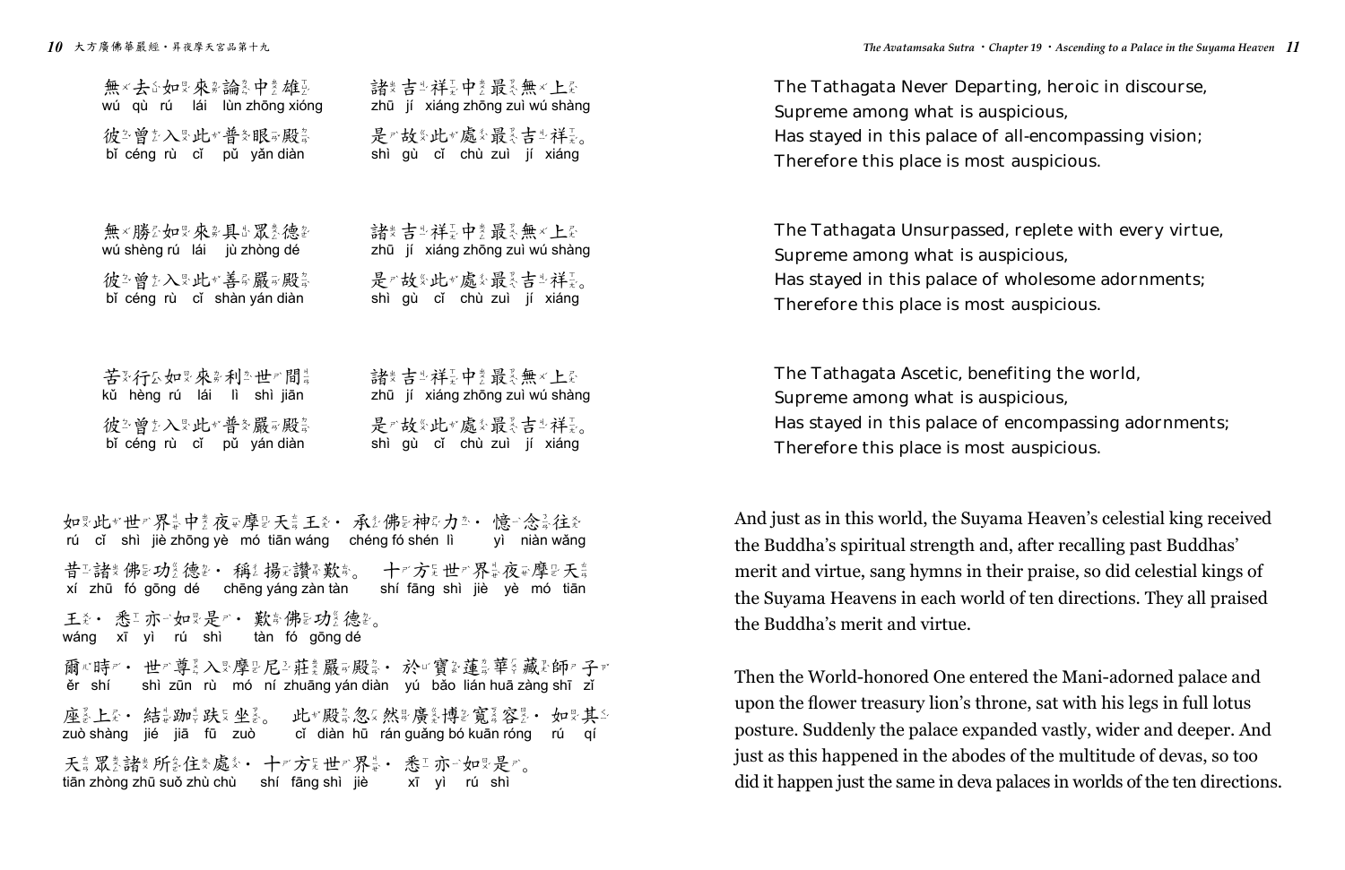無去如來論中雄
wú qù rú lái lùn zhōng xióng

諸吉祥中最無上
zhū jí xiáng zhōng zuì wú shàng

彼曾入此普眼殿
bǐ céng rù cǐ pǔ yǎn diàn

是故此處最吉祥。
shì gù cǐ chù zuì jí xiáng

無勝如來具眾德
wú shèng rú lái jù zhòng dé

諸吉祥中最無上
zhū jí xiáng zhōng zuì wú shàng

彼曾入此善嚴殿
bǐ céng rù cǐ shàn yán diàn

是故此處最吉祥。
shì gù cǐ chù zuì jí xiáng

苦行如來利世間
kǔ hèng rú lái lì shì jiān

諸吉祥中最無上
zhū jí xiáng zhōng zuì wú shàng

彼曾入此普嚴殿
bǐ céng rù cǐ pǔ yán diàn

是故此處最吉祥。
shì gù cǐ chù zuì jí xiáng

如此世界中夜摩天王，承佛神力，憶念往昔諸佛功德，稱揚讚歎。十方世界夜摩天王，悉亦如是，歎佛功德。
rú cǐ shì jiè zhōng yè mó tiān wáng chéng fó shén lì yì niàn wǎng xí zhū fó gōng dé chēng yáng zàn tàn shí fāng shì jiè yè mó tiān wáng xī yì rú shì tàn fó gōng dé

爾時，世尊入摩尼莊嚴殿，於寶蓮華藏師子座上，結跏趺坐。此殿忽然廣博寬容，如其天眾諸所住處，十方世界，悉亦如是。
ěr shí shì zūn rù mó ní zhuāng yán diàn yú bǎo lián huā zàng shī zǐ zuò shàng jié jiā fū zuò cǐ diàn hū rán guǎng bó kuān róng rú qí tiān zhòng zhū suǒ zhù chù shí fāng shì jiè xī yì rú shì

The Tathagata Never Departing, heroic in discourse,
Supreme among what is auspicious,
Has stayed in this palace of all-encompassing vision;
Therefore this place is most auspicious.

The Tathagata Unsurpassed, replete with every virtue,
Supreme among what is auspicious,
Has stayed in this palace of wholesome adornments;
Therefore this place is most auspicious.

The Tathagata Ascetic, benefiting the world,
Supreme among what is auspicious,
Has stayed in this palace of encompassing adornments;
Therefore this place is most auspicious.

And just as in this world, the Suyama Heaven's celestial king received the Buddha's spiritual strength and, after recalling past Buddhas' merit and virtue, sang hymns in their praise, so did celestial kings of the Suyama Heavens in each world of ten directions. They all praised the Buddha's merit and virtue.

Then the World-honored One entered the Mani-adorned palace and upon the flower treasury lion's throne, sat with his legs in full lotus posture. Suddenly the palace expanded vastly, wider and deeper. And just as this happened in the abodes of the multitude of devas, so too did it happen just the same in deva palaces in worlds of the ten directions.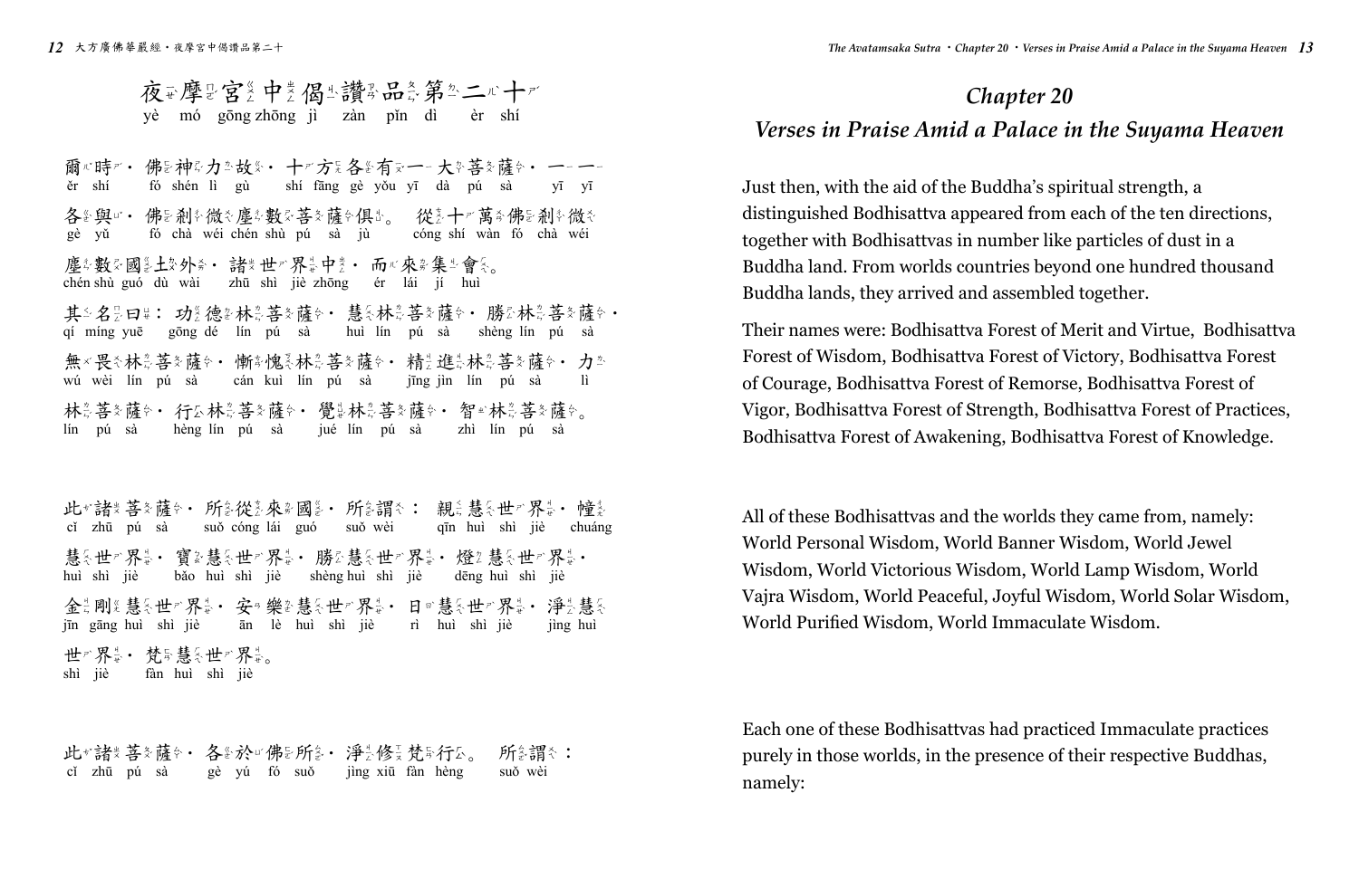# 夜摩宮中偈讚品第二十

yè mó gōng zhōng jì zàn pǐn dì èr shí

爾時，佛神力故，十方各有一大菩薩，一一各與佛剎微塵數菩薩俱，從十萬佛剎微塵數國土外，諸世界中，而來集會。

ěr shí fó shén lì gù shí fāng gè yǒu yī dà pú sà yī yī gè yǔ fó chà wéi chén shù pú sà jù cóng shí wàn fó chà wéi chén shù guó dù wài zhū shì jiè zhōng ér lái jí huì

其名曰：功德林菩薩，慧林菩薩，勝林菩薩，無畏林菩薩，慚愧林菩薩，精進林菩薩，力林菩薩，行林菩薩，覺林菩薩，智林菩薩。

qí míng yuē gōng dé lín pú sà huì lín pú sà shèng lín pú sà wú wèi lín pú sà cán kuì lín pú sà jīng jìn lín pú sà lì lín pú sà hèng lín pú sà jué lín pú sà zhì lín pú sà

此諸菩薩，所從來國，所謂：親慧世界，幢慧世界，寶慧世界，勝慧世界，燈慧世界，金剛慧世界，安樂慧世界，日慧世界，淨慧世界，梵慧世界。

cǐ zhū pú sà suǒ cóng lái guó suǒ wèi qīn huì shì jiè chuáng huì shì jiè bǎo huì shì jiè shèng huì shì jiè dēng huì shì jiè jīn gāng huì shì jiè ān lè huì shì jiè rì huì shì jiè jìng huì shì jiè fàn huì shì jiè

此諸菩薩，各於佛所，淨修梵行。所謂：

cǐ zhū pú sà gè yú fó suǒ jìng xiū fàn hèng suǒ wèi

# Chapter 20

## *Verses in Praise Amid a Palace in the Suyama Heaven*

Just then, with the aid of the Buddha's spiritual strength, a distinguished Bodhisattva appeared from each of the ten directions, together with Bodhisattvas in number like particles of dust in a Buddha land. From worlds countries beyond one hundred thousand Buddha lands, they arrived and assembled together.

Their names were: Bodhisattva Forest of Merit and Virtue, Bodhisattva Forest of Wisdom, Bodhisattva Forest of Victory, Bodhisattva Forest of Courage, Bodhisattva Forest of Remorse, Bodhisattva Forest of Vigor, Bodhisattva Forest of Strength, Bodhisattva Forest of Practices, Bodhisattva Forest of Awakening, Bodhisattva Forest of Knowledge.

All of these Bodhisattvas and the worlds they came from, namely: World Personal Wisdom, World Banner Wisdom, World Jewel Wisdom, World Victorious Wisdom, World Lamp Wisdom, World Vajra Wisdom, World Peaceful, Joyful Wisdom, World Solar Wisdom, World Purified Wisdom, World Immaculate Wisdom.

Each one of these Bodhisattvas had practiced Immaculate practices purely in those worlds, in the presence of their respective Buddhas, namely: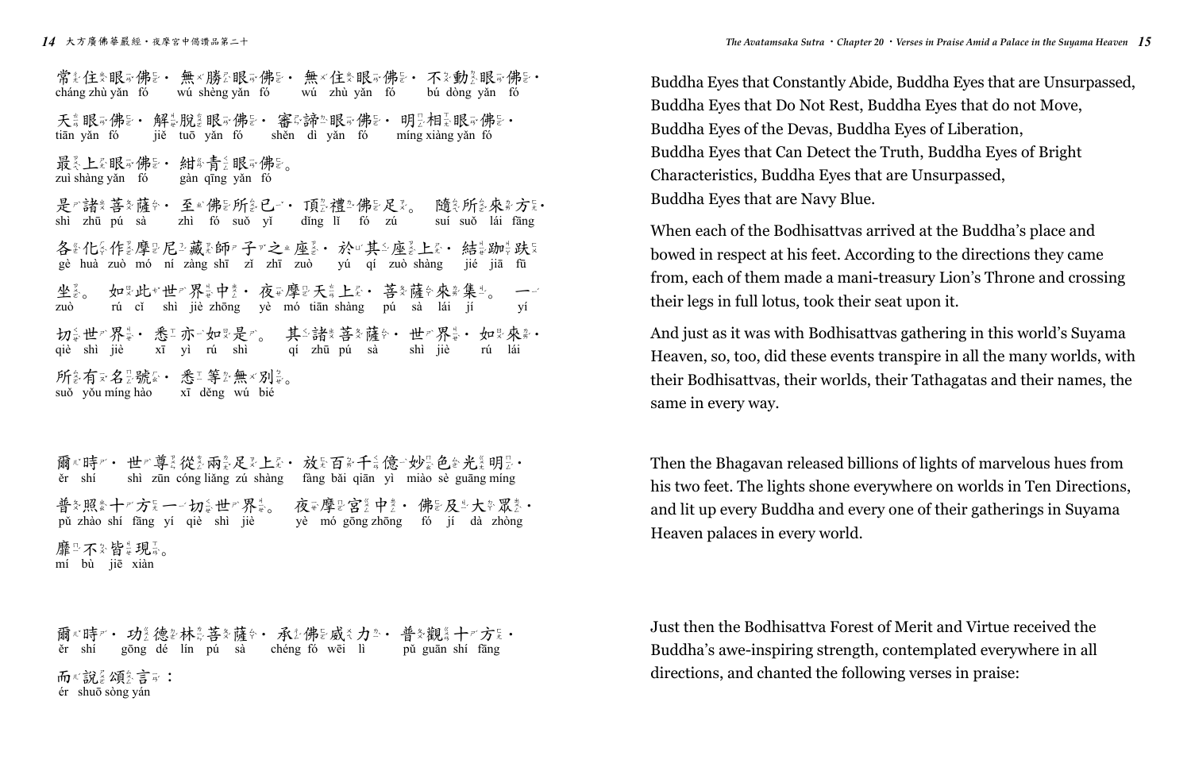常住眼佛・無勝眼佛・無住眼佛・不動眼佛・
cháng zhù yǎn fó　wú shèng yǎn fó　wú zhù yǎn fó　bú dòng yǎn fó

天眼佛・解脫眼佛・審諦眼佛・明相眼佛・
tiān yǎn fó　jiě tuō yǎn fó　shěn dì yǎn fó　míng xiàng yǎn fó

最上眼佛・紺青眼佛。
zuì shàng yǎn fó　gàn qīng yǎn fó

是諸菩薩・至佛所已・頂禮佛足。隨所來方・
shì zhū pú sà　zhì fó suǒ yǐ　dǐng lǐ fó zú　suí suǒ lái fāng

各化作摩尼藏師子之座・於其座上・結跏趺
gè huà zuò mó ní zàng shī zǐ zhī zuò　yú qí zuò shàng　jié jiā fū

坐。如此世界中・夜摩天上・菩薩來集。一
zuò　rú cǐ shì jiè zhōng　yè mó tiān shàng　pú sà lái jí　yí

切世界・悉亦如是。其諸菩薩・世界・如來・
qiè shì jiè　xī yì rú shì　qí zhū pú sà　shì jiè　rú lái

所有名號・悉等無別。
suǒ yǒu míng hào　xī děng wú bié

爾時・世尊從兩足上・放百千億妙色光明・
ěr shí　shì zūn cóng liǎng zú shàng　fàng bǎi qiān yì miào sè guāng míng

普照十方一切世界。夜摩宮中・佛及大眾・
pǔ zhào shí fāng yí qiè shì jiè　yè mó gōng zhōng　fó jí dà zhòng

靡不皆現。
mí bù jiē xiàn

爾時・功德林菩薩・承佛威力・普觀十方・
ěr shí　gōng dé lín pú sà　chéng fó wēi lì　pǔ guān shí fāng

而說頌言：
ér shuō sòng yán

Buddha Eyes that Constantly Abide, Buddha Eyes that are Unsurpassed,
Buddha Eyes that Do Not Rest, Buddha Eyes that do not Move,
Buddha Eyes of the Devas, Buddha Eyes of Liberation,
Buddha Eyes that Can Detect the Truth, Buddha Eyes of Bright Characteristics, Buddha Eyes that are Unsurpassed,
Buddha Eyes that are Navy Blue.

When each of the Bodhisattvas arrived at the Buddha's place and bowed in respect at his feet. According to the directions they came from, each of them made a mani-treasury Lion's Throne and crossing their legs in full lotus, took their seat upon it.

And just as it was with Bodhisattvas gathering in this world's Suyama Heaven, so, too, did these events transpire in all the many worlds, with their Bodhisattvas, their worlds, their Tathagatas and their names, the same in every way.

Then the Bhagavan released billions of lights of marvelous hues from his two feet. The lights shone everywhere on worlds in Ten Directions, and lit up every Buddha and every one of their gatherings in Suyama Heaven palaces in every world.

Just then the Bodhisattva Forest of Merit and Virtue received the Buddha's awe-inspiring strength, contemplated everywhere in all directions, and chanted the following verses in praise: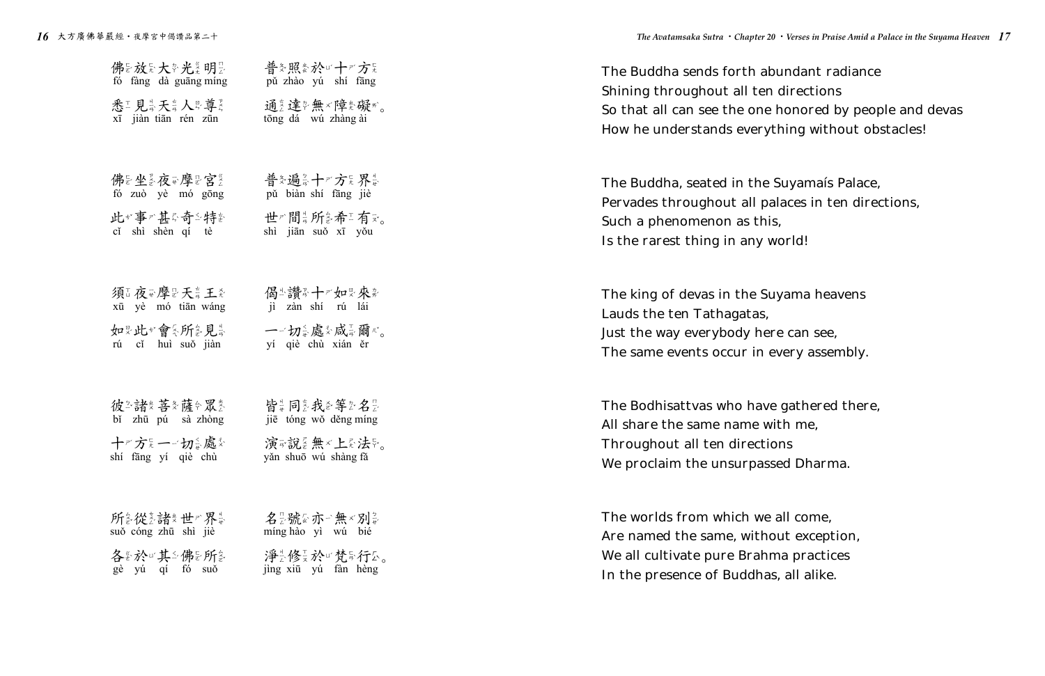佛放大光明　普照於十方
fó fàng dà guāng míng　pǔ zhào yú shí fāng

悉見天人尊　通達無障礙。
xī jiàn tiān rén zūn　tōng dá wú zhàng ài

The Buddha sends forth abundant radiance
Shining throughout all ten directions
So that all can see the one honored by people and devas
How he understands everything without obstacles!

佛坐夜摩宮　普遍十方界
fó zuò yè mó gōng　pǔ biàn shí fāng jiè

此事甚奇特　世間所希有。
cǐ shì shèn qí tè　shì jiān suǒ xī yǒu

The Buddha, seated in the Suyamaís Palace,
Pervades throughout all palaces in ten directions,
Such a phenomenon as this,
Is the rarest thing in any world!

須夜摩天王　偈讚十如來
xū yè mó tiān wáng　jì zàn shí rú lái

如此會所見　一切處咸爾。
rú cǐ huì suǒ jiàn　yí qiè chù xián ěr

The king of devas in the Suyama heavens
Lauds the ten Tathagatas,
Just the way everybody here can see,
The same events occur in every assembly.

彼諸菩薩眾　皆同我等名
bǐ zhū pú sà zhòng　jiē tóng wǒ děng míng

十方一切處　演說無上法。
shí fāng yí qiè chù　yǎn shuō wú shàng fǎ

The Bodhisattvas who have gathered there,
All share the same name with me,
Throughout all ten directions
We proclaim the unsurpassed Dharma.

所從諸世界　名號亦無別
suǒ cóng zhū shì jiè　míng hào yì wú bié

各於其佛所　淨修於梵行。
gè yú qí fó suǒ　jìng xiū yú fàn hèng

The worlds from which we all come,
Are named the same, without exception,
We all cultivate pure Brahma practices
In the presence of Buddhas, all alike.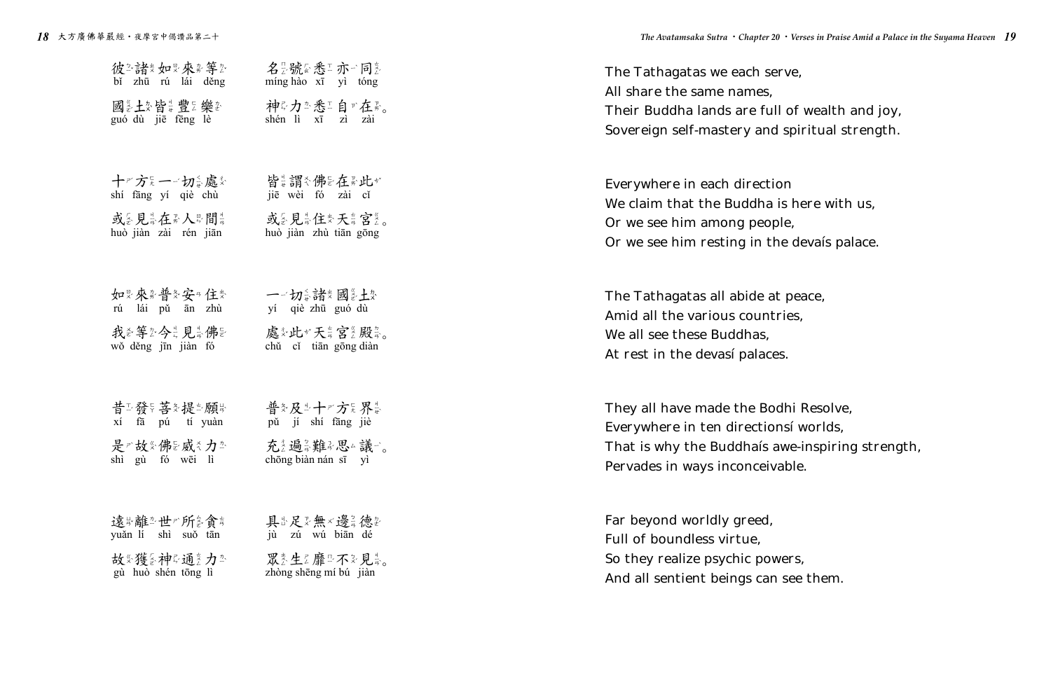彼諸如來等　名號悉亦同
bǐ zhū rú lái děng　míng hào xī yì tóng

國土皆豐樂　神力悉自在。
guó dù jiē fēng lè　shén lì xī zì zài

十方一切處　皆謂佛在此
shí fāng yí qiè chù　jiē wèi fó zài cǐ

或見在人間　或見住天宮。
huò jiàn zài rén jiān　huò jiàn zhù tiān gōng

如來普安住　一切諸國土
rú lái pǔ ān zhù　yí qiè zhū guó dù

我等今見佛　處此天宮殿。
wǒ děng jīn jiàn fó　chǔ cǐ tiān gōng diàn

昔發菩提願　普及十方界
xí fā pú tí yuàn　pǔ jí shí fāng jiè

是故佛威力　充遍難思議。
shì gù fó wēi lì　chōng biàn nán sī yì

遠離世所貪　具足無邊德
yuǎn lí shì suǒ tān　jù zú wú biān dé

故獲神通力　眾生靡不見。
gù huò shén tōng lì　zhòng shēng mí bú jiàn

The Tathagatas we each serve,
All share the same names,
Their Buddha lands are full of wealth and joy,
Sovereign self-mastery and spiritual strength.

Everywhere in each direction
We claim that the Buddha is here with us,
Or we see him among people,
Or we see him resting in the devaís palace.

The Tathagatas all abide at peace,
Amid all the various countries,
We all see these Buddhas,
At rest in the devasí palaces.

They all have made the Bodhi Resolve,
Everywhere in ten directionsí worlds,
That is why the Buddhaís awe-inspiring strength,
Pervades in ways inconceivable.

Far beyond worldly greed,
Full of boundless virtue,
So they realize psychic powers,
And all sentient beings can see them.